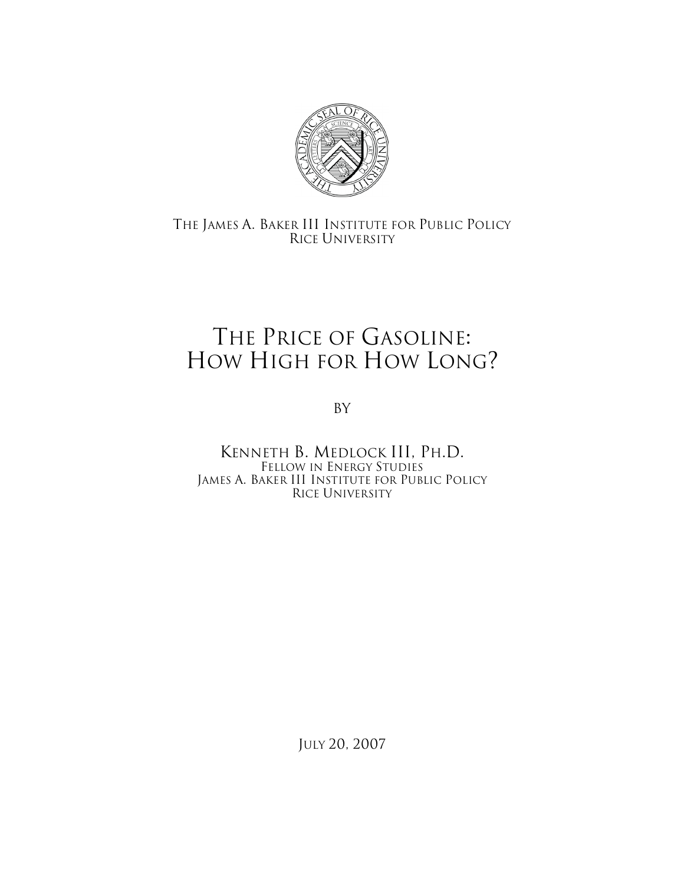The James A. Baker III Institute for Public Policy
Rice University

# The Price of Gasoline: How High for How Long?

by

Kenneth B. Medlock III, Ph.D.
Fellow in Energy Studies
James A. Baker III Institute for Public Policy
Rice University

July 20, 2007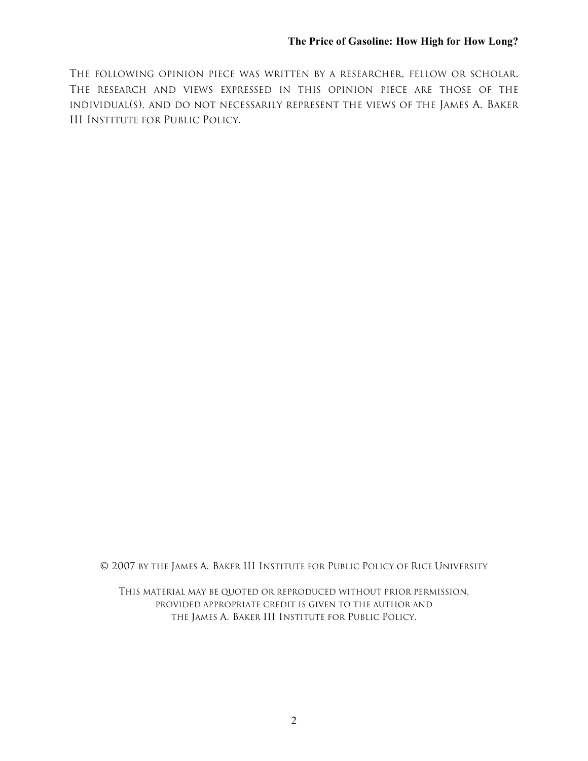THE FOLLOWING OPINION PIECE WAS WRITTEN BY A RESEARCHER, FELLOW OR SCHOLAR. THE RESEARCH AND VIEWS EXPRESSED IN THIS OPINION PIECE ARE THOSE OF THE INDIVIDUAL(S), AND DO NOT NECESSARILY REPRESENT THE VIEWS OF THE JAMES A. BAKER III INSTITUTE FOR PUBLIC POLICY.

© 2007 BY THE JAMES A. BAKER III INSTITUTE FOR PUBLIC POLICY OF RICE UNIVERSITY

THIS MATERIAL MAY BE QUOTED OR REPRODUCED WITHOUT PRIOR PERMISSION, PROVIDED APPROPRIATE CREDIT IS GIVEN TO THE AUTHOR AND THE JAMES A. BAKER III INSTITUTE FOR PUBLIC POLICY.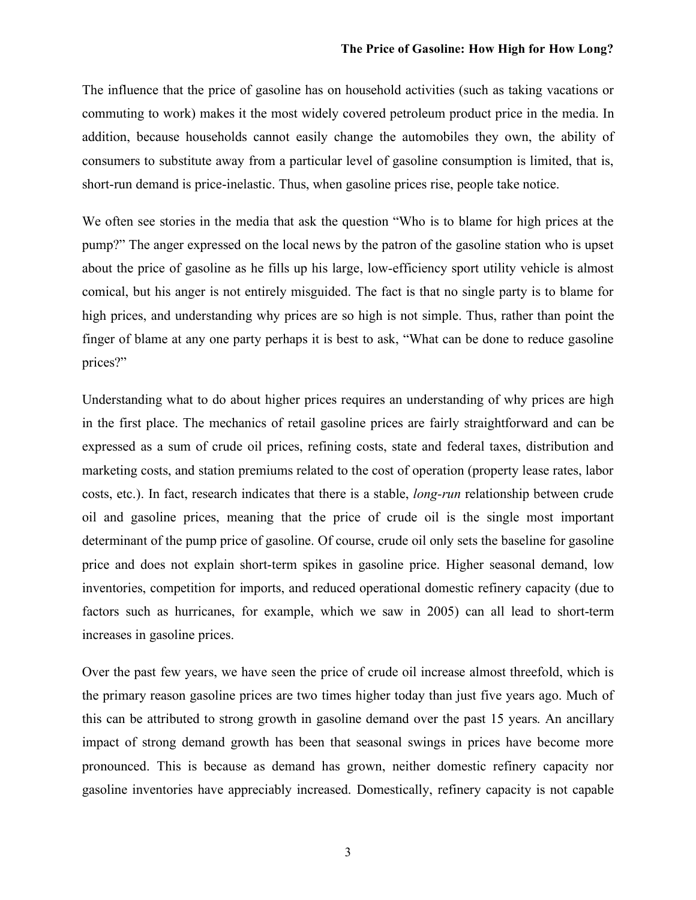The influence that the price of gasoline has on household activities (such as taking vacations or commuting to work) makes it the most widely covered petroleum product price in the media. In addition, because households cannot easily change the automobiles they own, the ability of consumers to substitute away from a particular level of gasoline consumption is limited, that is, short-run demand is price-inelastic. Thus, when gasoline prices rise, people take notice.

We often see stories in the media that ask the question "Who is to blame for high prices at the pump?" The anger expressed on the local news by the patron of the gasoline station who is upset about the price of gasoline as he fills up his large, low-efficiency sport utility vehicle is almost comical, but his anger is not entirely misguided. The fact is that no single party is to blame for high prices, and understanding why prices are so high is not simple. Thus, rather than point the finger of blame at any one party perhaps it is best to ask, "What can be done to reduce gasoline prices?"

Understanding what to do about higher prices requires an understanding of why prices are high in the first place. The mechanics of retail gasoline prices are fairly straightforward and can be expressed as a sum of crude oil prices, refining costs, state and federal taxes, distribution and marketing costs, and station premiums related to the cost of operation (property lease rates, labor costs, etc.). In fact, research indicates that there is a stable, *long-run* relationship between crude oil and gasoline prices, meaning that the price of crude oil is the single most important determinant of the pump price of gasoline. Of course, crude oil only sets the baseline for gasoline price and does not explain short-term spikes in gasoline price. Higher seasonal demand, low inventories, competition for imports, and reduced operational domestic refinery capacity (due to factors such as hurricanes, for example, which we saw in 2005) can all lead to short-term increases in gasoline prices.

Over the past few years, we have seen the price of crude oil increase almost threefold, which is the primary reason gasoline prices are two times higher today than just five years ago. Much of this can be attributed to strong growth in gasoline demand over the past 15 years. An ancillary impact of strong demand growth has been that seasonal swings in prices have become more pronounced. This is because as demand has grown, neither domestic refinery capacity nor gasoline inventories have appreciably increased. Domestically, refinery capacity is not capable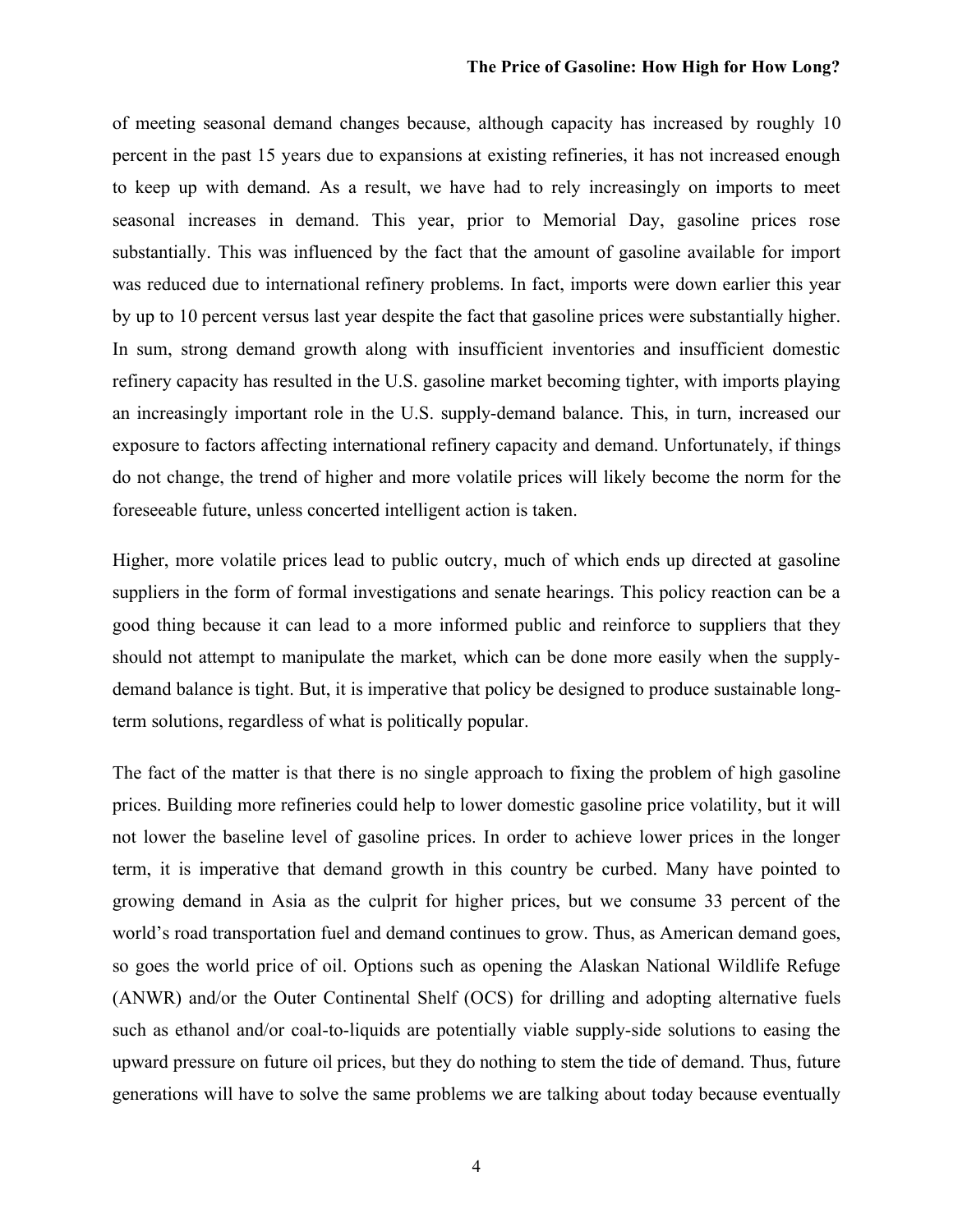of meeting seasonal demand changes because, although capacity has increased by roughly 10 percent in the past 15 years due to expansions at existing refineries, it has not increased enough to keep up with demand. As a result, we have had to rely increasingly on imports to meet seasonal increases in demand. This year, prior to Memorial Day, gasoline prices rose substantially. This was influenced by the fact that the amount of gasoline available for import was reduced due to international refinery problems. In fact, imports were down earlier this year by up to 10 percent versus last year despite the fact that gasoline prices were substantially higher. In sum, strong demand growth along with insufficient inventories and insufficient domestic refinery capacity has resulted in the U.S. gasoline market becoming tighter, with imports playing an increasingly important role in the U.S. supply-demand balance. This, in turn, increased our exposure to factors affecting international refinery capacity and demand. Unfortunately, if things do not change, the trend of higher and more volatile prices will likely become the norm for the foreseeable future, unless concerted intelligent action is taken.

Higher, more volatile prices lead to public outcry, much of which ends up directed at gasoline suppliers in the form of formal investigations and senate hearings. This policy reaction can be a good thing because it can lead to a more informed public and reinforce to suppliers that they should not attempt to manipulate the market, which can be done more easily when the supply-demand balance is tight. But, it is imperative that policy be designed to produce sustainable long-term solutions, regardless of what is politically popular.

The fact of the matter is that there is no single approach to fixing the problem of high gasoline prices. Building more refineries could help to lower domestic gasoline price volatility, but it will not lower the baseline level of gasoline prices. In order to achieve lower prices in the longer term, it is imperative that demand growth in this country be curbed. Many have pointed to growing demand in Asia as the culprit for higher prices, but we consume 33 percent of the world's road transportation fuel and demand continues to grow. Thus, as American demand goes, so goes the world price of oil. Options such as opening the Alaskan National Wildlife Refuge (ANWR) and/or the Outer Continental Shelf (OCS) for drilling and adopting alternative fuels such as ethanol and/or coal-to-liquids are potentially viable supply-side solutions to easing the upward pressure on future oil prices, but they do nothing to stem the tide of demand. Thus, future generations will have to solve the same problems we are talking about today because eventually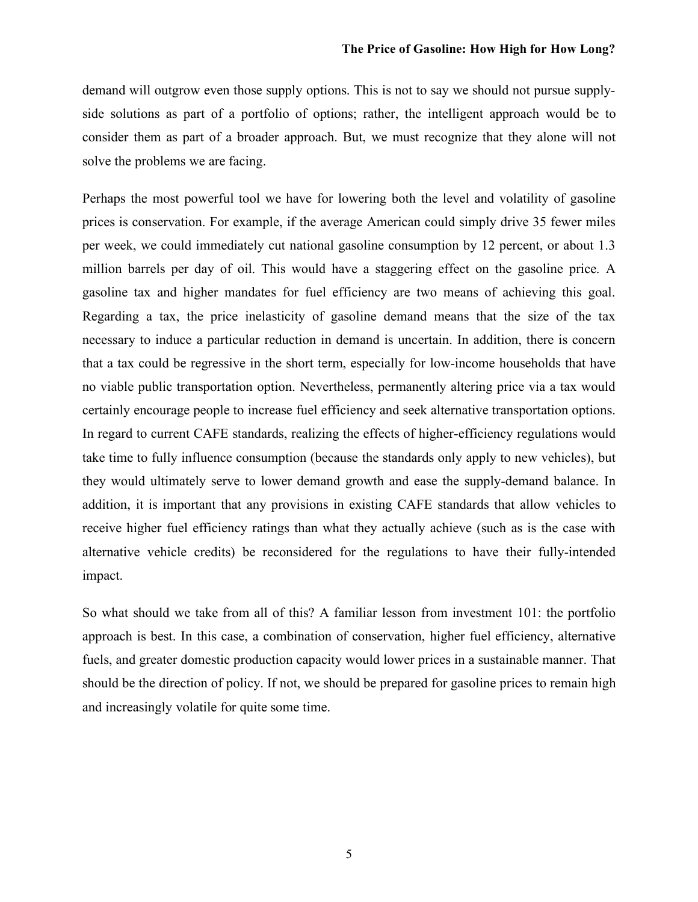demand will outgrow even those supply options. This is not to say we should not pursue supply-side solutions as part of a portfolio of options; rather, the intelligent approach would be to consider them as part of a broader approach. But, we must recognize that they alone will not solve the problems we are facing.

Perhaps the most powerful tool we have for lowering both the level and volatility of gasoline prices is conservation. For example, if the average American could simply drive 35 fewer miles per week, we could immediately cut national gasoline consumption by 12 percent, or about 1.3 million barrels per day of oil. This would have a staggering effect on the gasoline price. A gasoline tax and higher mandates for fuel efficiency are two means of achieving this goal. Regarding a tax, the price inelasticity of gasoline demand means that the size of the tax necessary to induce a particular reduction in demand is uncertain. In addition, there is concern that a tax could be regressive in the short term, especially for low-income households that have no viable public transportation option. Nevertheless, permanently altering price via a tax would certainly encourage people to increase fuel efficiency and seek alternative transportation options. In regard to current CAFE standards, realizing the effects of higher-efficiency regulations would take time to fully influence consumption (because the standards only apply to new vehicles), but they would ultimately serve to lower demand growth and ease the supply-demand balance. In addition, it is important that any provisions in existing CAFE standards that allow vehicles to receive higher fuel efficiency ratings than what they actually achieve (such as is the case with alternative vehicle credits) be reconsidered for the regulations to have their fully-intended impact.

So what should we take from all of this? A familiar lesson from investment 101: the portfolio approach is best. In this case, a combination of conservation, higher fuel efficiency, alternative fuels, and greater domestic production capacity would lower prices in a sustainable manner. That should be the direction of policy. If not, we should be prepared for gasoline prices to remain high and increasingly volatile for quite some time.